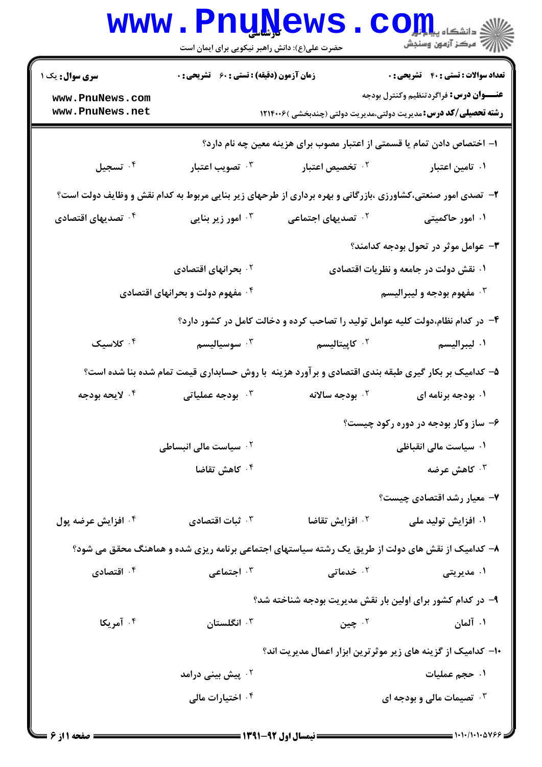**سری سوال:** یک ۱

**زمان آزمون (دقیقه) : تستی : ۶۰ تشریحی : ۰**

**تعداد سوالات : تستی : ۴۰ تشریحی : ۰**

**عنــــوان درس:** فراگردتنظیم وکنترل بودجه

**رشته تحصیلی/کد درس:** مدیریت دولتی،مدیریت دولتی (چندبخشی )۱۲۱۴۰۰۶

۱- اختصاص دادن تمام یا قسمتی از اعتبار مصوب برای هزینه معین چه نام دارد؟

۱. تامین اعتبار
۲. تخصیص اعتبار
۳. تصویب اعتبار
۴. تسجیل

۲- تصدی امور صنعتی،کشاورزی ،بازرگانی و بهره برداری از طرحهای زیر بنایی مربوط به کدام نقش و وظایف دولت است؟

۱. امور حاکمیتی
۲. تصدیهای اجتماعی
۳. امور زیر بنایی
۴. تصدیهای اقتصادی

۳- عوامل موثر در تحول بودجه کدامند؟

۱. نقش دولت در جامعه و نظریات اقتصادی
۲. بحرانهای اقتصادی
۳. مفهوم بودجه و لیبرالیسم
۴. مفهوم دولت و بحرانهای اقتصادی

۴- در کدام نظام،دولت کلیه عوامل تولید را تصاحب کرده و دخالت کامل در کشور دارد؟

۱. لیبرالیسم
۲. کاپیتالیسم
۳. سوسیالیسم
۴. کلاسیک

۵- کدامیک بر بکار گیری طبقه بندی اقتصادی و برآورد هزینه با روش حسابداری قیمت تمام شده بنا شده است؟

۱. بودجه برنامه ای
۲. بودجه سالانه
۳. بودجه عملیاتی
۴. لایحه بودجه

۶- ساز وکار بودجه در دوره رکود چیست؟

۱. سیاست مالی انقباظی
۲. سیاست مالی انبساطی
۳. کاهش عرضه
۴. کاهش تقاضا

۷- معیار رشد اقتصادی چیست؟

۱. افزایش تولید ملی
۲. افزایش تقاضا
۳. ثبات اقتصادی
۴. افزایش عرضه پول

۸- کدامیک از نقش های دولت از طریق یک رشته سیاستهای اجتماعی برنامه ریزی شده و هماهنگ محقق می شود؟

۱. مدیریتی
۲. خدماتی
۳. اجتماعی
۴. اقتصادی

۹- در کدام کشور برای اولین بار نقش مدیریت بودجه شناخته شد؟

۱. آلمان
۲. چین
۳. انگلستان
۴. آمریکا

۱۰- کدامیک از گزینه های زیر موثرترین ابزار اعمال مدیریت اند؟

۱. حجم عملیات
۲. پیش بینی درامد
۳. تصیمات مالی و بودجه ای
۴. اختیارات مالی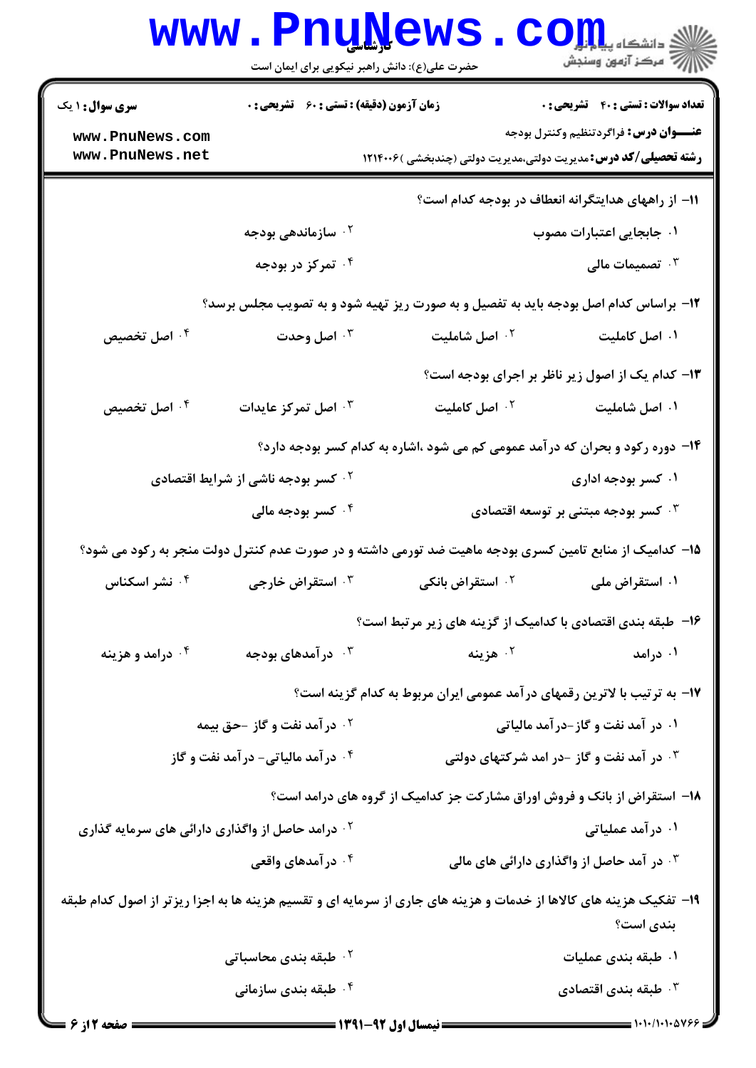۱۱- از راههای هدایتگرانه انعطاف در بودجه کدام است؟

۱. جابجایی اعتبارات مصوب

۲. سازماندهی بودجه

۳. تصمیمات مالی

۴. تمرکز در بودجه

۱۲- براساس کدام اصل بودجه باید به تفصیل و به صورت ریز تهیه شود و به تصویب مجلس برسد؟

۱. اصل کاملیت

۲. اصل شاملیت

۳. اصل وحدت

۴. اصل تخصیص

۱۳- کدام یک از اصول زیر ناظر بر اجرای بودجه است؟

۱. اصل شاملیت

۲. اصل کاملیت

۳. اصل تمرکز عایدات

۴. اصل تخصیص

۱۴- دوره رکود و بحران که درآمد عمومی کم می شود ،اشاره به کدام کسر بودجه دارد؟

۱. کسر بودجه اداری

۲. کسر بودجه ناشی از شرایط اقتصادی

۳. کسر بودجه مبتنی بر توسعه اقتصادی

۴. کسر بودجه مالی

۱۵- کدامیک از منابع تامین کسری بودجه ماهیت ضد تورمی داشته و در صورت عدم کنترل دولت منجر به رکود می شود؟

۱. استقراض ملی

۲. استقراض بانکی

۳. استقراض خارجی

۴. نشر اسکناس

۱۶- طبقه بندی اقتصادی با کدامیک از گزینه های زیر مرتبط است؟

۱. درامد

۲. هزینه

۳. درآمدهای بودجه

۴. درامد و هزینه

۱۷- به ترتیب با لاترین رقمهای درآمد عمومی ایران مربوط به کدام گزینه است؟

۱. در آمد نفت و گاز-درآمد مالیاتی

۲. درآمد نفت و گاز -حق بیمه

۳. در آمد نفت و گاز -در امد شرکتهای دولتی

۴. درآمد مالیاتی- درآمد نفت و گاز

۱۸- استقراض از بانک و فروش اوراق مشارکت جز کدامیک از گروه های درامد است؟

۱. درآمد عملیاتی

۲. درامد حاصل از واگذاری دارائی های سرمایه گذاری

۳. در آمد حاصل از واگذاری دارائی های مالی

۴. درآمدهای واقعی

۱۹- تفکیک هزینه های کالاها از خدمات و هزینه های جاری از سرمایه ای و تقسیم هزینه ها به اجزا ریزتر از اصول کدام طبقه بندی است؟

۱. طبقه بندی عملیات

۲. طبقه بندی محاسباتی

۳. طبقه بندی اقتصادی

۴. طبقه بندی سازمانی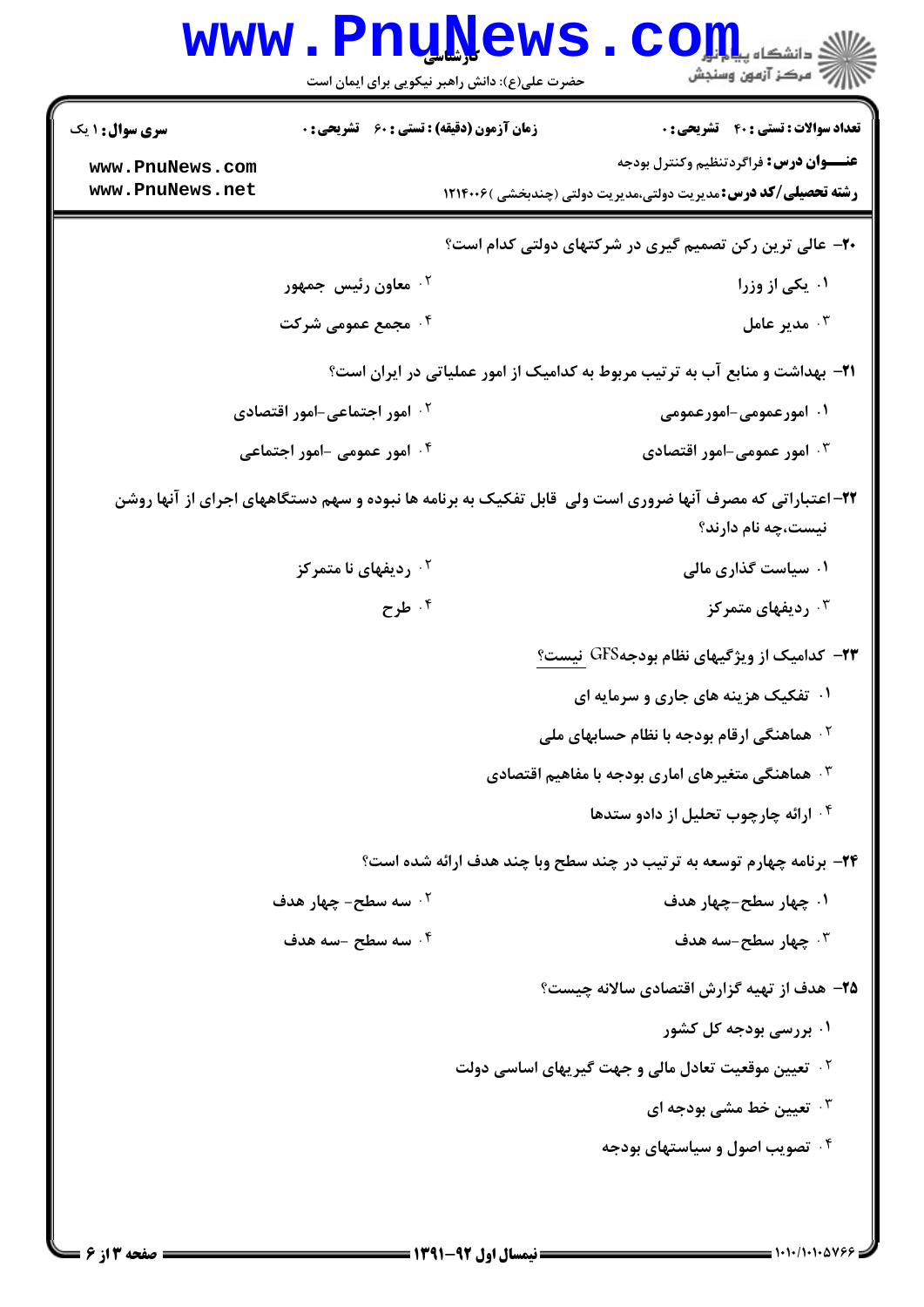۲۰- عالی ترین رکن تصمیم گیری در شرکتهای دولتی کدام است؟

۱. یکی از وزرا
۲. معاون رئیس جمهور
۳. مدیر عامل
۴. مجمع عمومی شرکت

۲۱- بهداشت و منابع آب به ترتیب مربوط به کدامیک از امور عملیاتی در ایران است؟

۱. امورعمومی-امورعمومی
۲. امور اجتماعی-امور اقتصادی
۳. امور عمومی-امور اقتصادی
۴. امور عمومی -امور اجتماعی

۲۲-اعتباراتی که مصرف آنها ضروری است ولی قابل تفکیک به برنامه ها نبوده و سهم دستگاههای اجرای از آنها روشن نیست،چه نام دارند؟

۱. سیاست گذاری مالی
۲. ردیفهای نا متمرکز
۳. ردیفهای متمرکز
۴. طرح

۲۳- کدامیک از ویژگیهای نظام بودجهGFS نیست؟

۱. تفکیک هزینه های جاری و سرمایه ای
۲. هماهنگی ارقام بودجه با نظام حسابهای ملی
۳. هماهنگی متغیرهای اماری بودجه با مفاهیم اقتصادی
۴. ارائه چارچوب تحلیل از دادو ستدها

۲۴- برنامه چهارم توسعه به ترتیب در چند سطح وبا چند هدف ارائه شده است؟

۱. چهار سطح-چهار هدف
۲. سه سطح- چهار هدف
۳. چهار سطح-سه هدف
۴. سه سطح -سه هدف

۲۵- هدف از تهیه گزارش اقتصادی سالانه چیست؟

۱. بررسی بودجه کل کشور
۲. تعیین موقعیت تعادل مالی و جهت گیریهای اساسی دولت
۳. تعیین خط مشی بودجه ای
۴. تصویب اصول و سیاستهای بودجه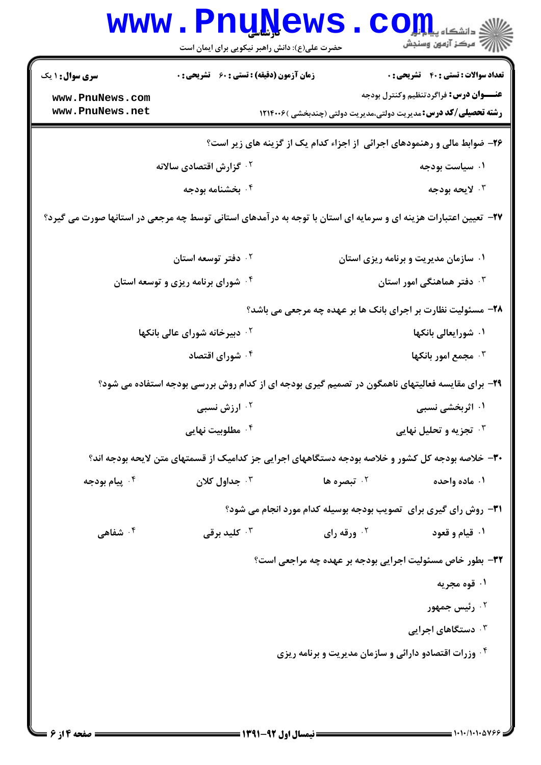۲۶- ضوابط مالی و رهنمودهای اجرائی از اجزاء کدام یک از گزینه های زیر است؟

۱. سیاست بودجه
۲. گزارش اقتصادی سالانه
۳. لایحه بودجه
۴. بخشنامه بودجه

۲۷- تعیین اعتبارات هزینه ای و سرمایه ای استان با توجه به درآمدهای استانی توسط چه مرجعی در استانها صورت می گیرد؟

۱. سازمان مدیریت و برنامه ریزی استان
۲. دفتر توسعه استان
۳. دفتر هماهنگی امور استان
۴. شورای برنامه ریزی و توسعه استان

۲۸- مسئولیت نظارت بر اجرای بانک ها بر عهده چه مرجعی می باشد؟

۱. شورایعالی بانکها
۲. دبیرخانه شورای عالی بانکها
۳. مجمع امور بانکها
۴. شورای اقتصاد

۲۹- برای مقایسه فعالیتهای ناهمگون در تصمیم گیری بودجه ای از کدام روش بررسی بودجه استفاده می شود؟

۱. اثربخشی نسبی
۲. ارزش نسبی
۳. تجزیه و تحلیل نهایی
۴. مطلوبیت نهایی

۳۰- خلاصه بودجه کل کشور و خلاصه بودجه دستگاههای اجرایی جز کدامیک از قسمتهای متن لایحه بودجه اند؟

۱. ماده واحده
۲. تبصره ها
۳. جداول کلان
۴. پیام بودجه

۳۱- روش رای گیری برای تصویب بودجه بوسیله کدام مورد انجام می شود؟

۱. قیام و قعود
۲. ورقه رای
۳. کلید برقی
۴. شفاهی

۳۲- بطور خاص مسئولیت اجرایی بودجه بر عهده چه مراجعی است؟

۱. قوه مجریه
۲. رئیس جمهور
۳. دستگاهای اجرایی
۴. وزرات اقتصادو دارائی و سازمان مدیریت و برنامه ریزی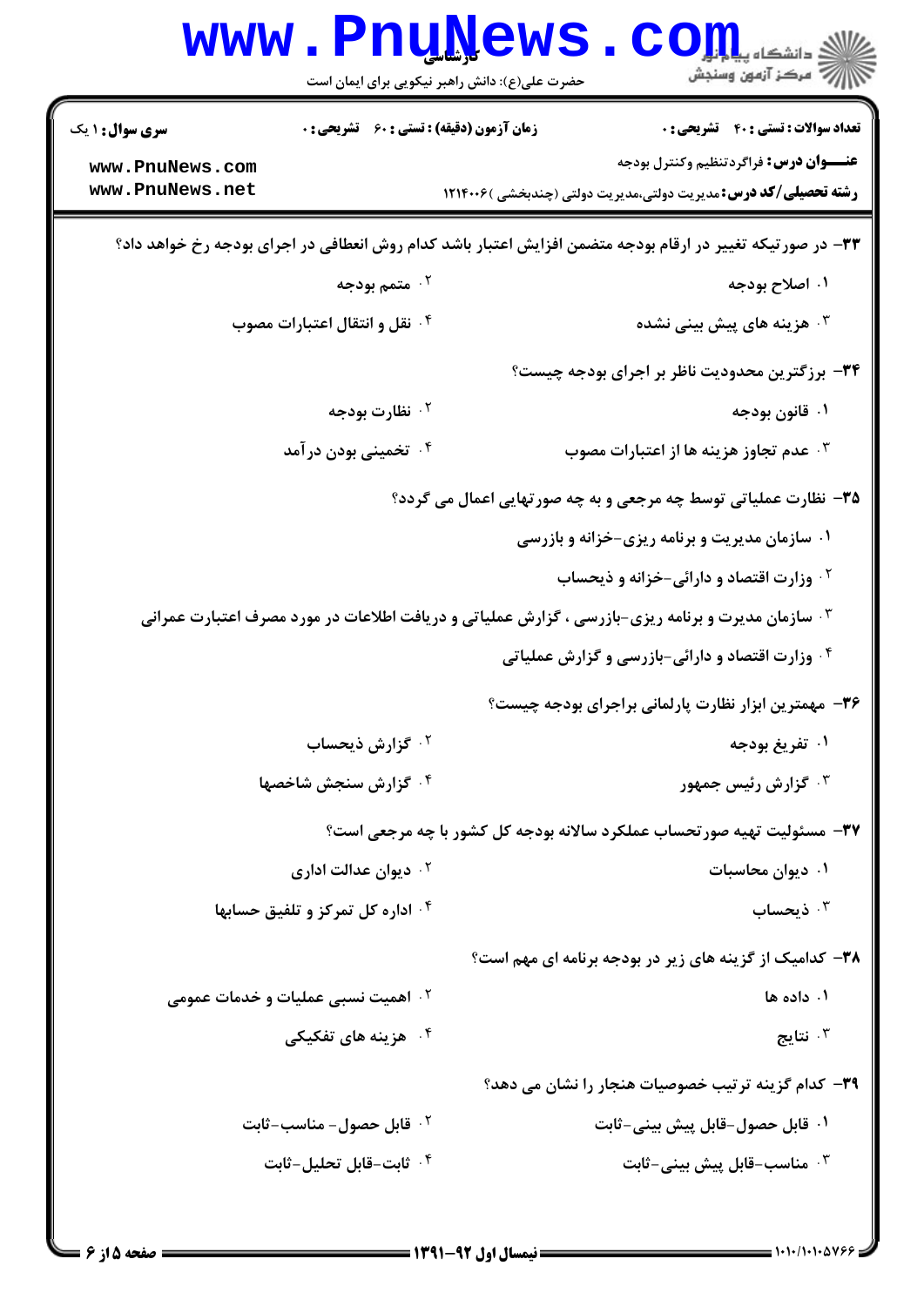**سری سوال:** ۱ یک

**زمان آزمون (دقیقه) : تستی :** ۶۰ **تشریحی :** ۰

**تعداد سوالات : تستی :** ۴۰ **تشریحی :** ۰

**عنـــوان درس:** فراگردتنظیم وکنترل بودجه

**رشته تحصیلی/کد درس:** مدیریت دولتی،مدیریت دولتی (چندبخشی )۱۲۱۴۰۰۶

**۳۳-** در صورتیکه تغییر در ارقام بودجه متضمن افزایش اعتبار باشد کدام روش انعطافی در اجرای بودجه رخ خواهد داد؟

۱. اصلاح بودجه

۲. متمم بودجه

۳. هزینه های پیش بینی نشده

۴. نقل و انتقال اعتبارات مصوب

**۳۴-** برزگترین محدودیت ناظر بر اجرای بودجه چیست؟

۱. قانون بودجه

۲. نظارت بودجه

۳. عدم تجاوز هزینه ها از اعتبارات مصوب

۴. تخمینی بودن درآمد

**۳۵-** نظارت عملیاتی توسط چه مرجعی و به چه صورتهایی اعمال می گردد؟

۱. سازمان مدیریت و برنامه ریزی-خزانه و بازرسی

۲. وزارت اقتصاد و دارائی-خزانه و ذیحساب

۳. سازمان مدیریت و برنامه ریزی-بازرسی ، گزارش عملیاتی و دریافت اطلاعات در مورد مصرف اعتبارات عمرانی

۴. وزارت اقتصاد و دارائی-بازرسی و گزارش عملیاتی

**۳۶-** مهمترین ابزار نظارت پارلمانی براجرای بودجه چیست؟

۱. تفریغ بودجه

۲. گزارش ذیحساب

۳. گزارش رئیس جمهور

۴. گزارش سنجش شاخصها

**۳۷-** مسئولیت تهیه صورتحساب عملکرد سالانه بودجه کل کشور با چه مرجعی است؟

۱. دیوان محاسبات

۲. دیوان عدالت اداری

۳. ذیحساب

۴. اداره کل تمرکز و تلفیق حسابها

**۳۸-** کدامیک از گزینه های زیر در بودجه برنامه ای مهم است؟

۱. داده ها

۲. اهمیت نسبی عملیات و خدمات عمومی

۳. نتایج

۴. هزینه های تفکیکی

**۳۹-** کدام گزینه ترتیب خصوصیات هنجار را نشان می دهد؟

۱. قابل حصول-قابل پیش بینی-ثابت

۲. قابل حصول- مناسب-ثابت

۳. مناسب-قابل پیش بینی-ثابت

۴. ثابت-قابل تحلیل-ثابت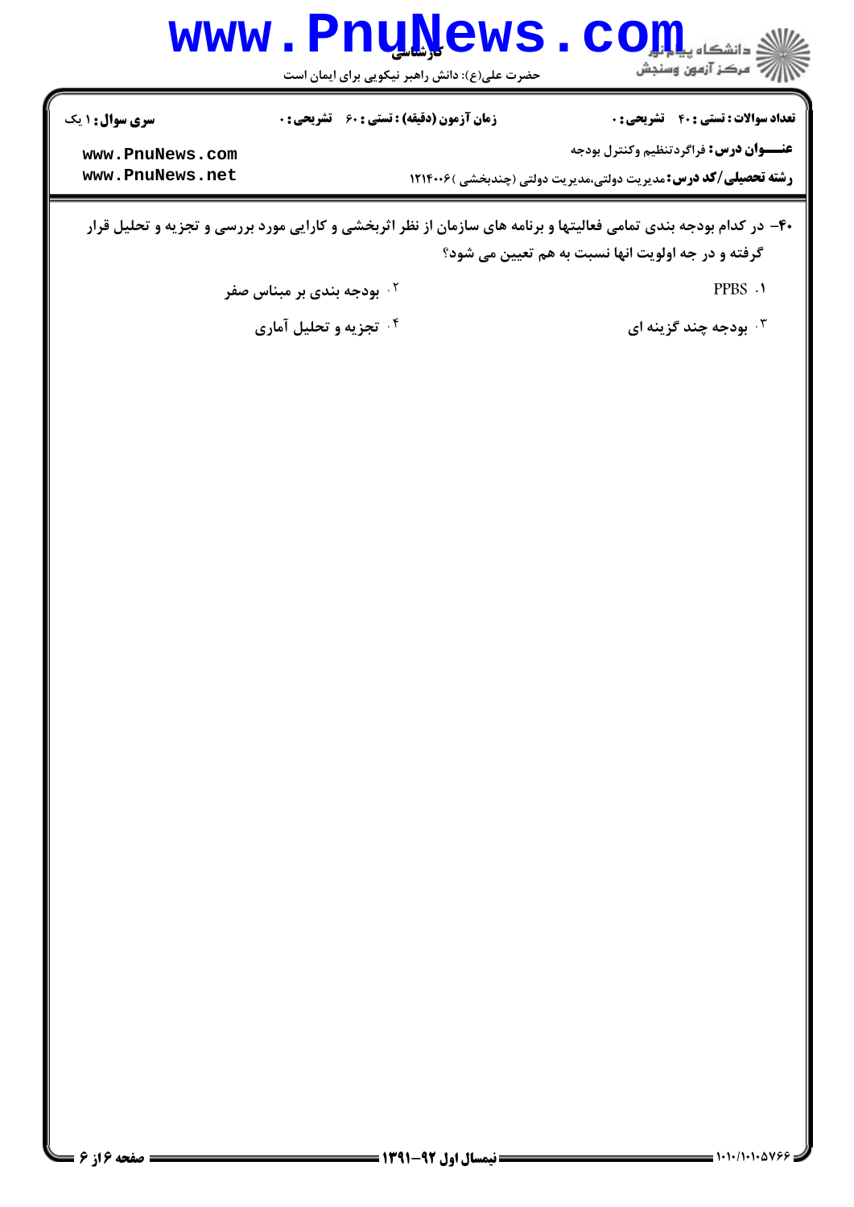۴۰- در کدام بودجه بندی تمامی فعالیتها و برنامه های سازمان از نظر اثربخشی و کارایی مورد بررسی و تجزیه و تحلیل قرار گرفته و در جه اولویت انها نسبت به هم تعیین می شود؟

۱. PPBS

۲. بودجه بندی بر مبناس صفر

۳. بودجه چند گزینه ای

۴. تجزیه و تحلیل آماری